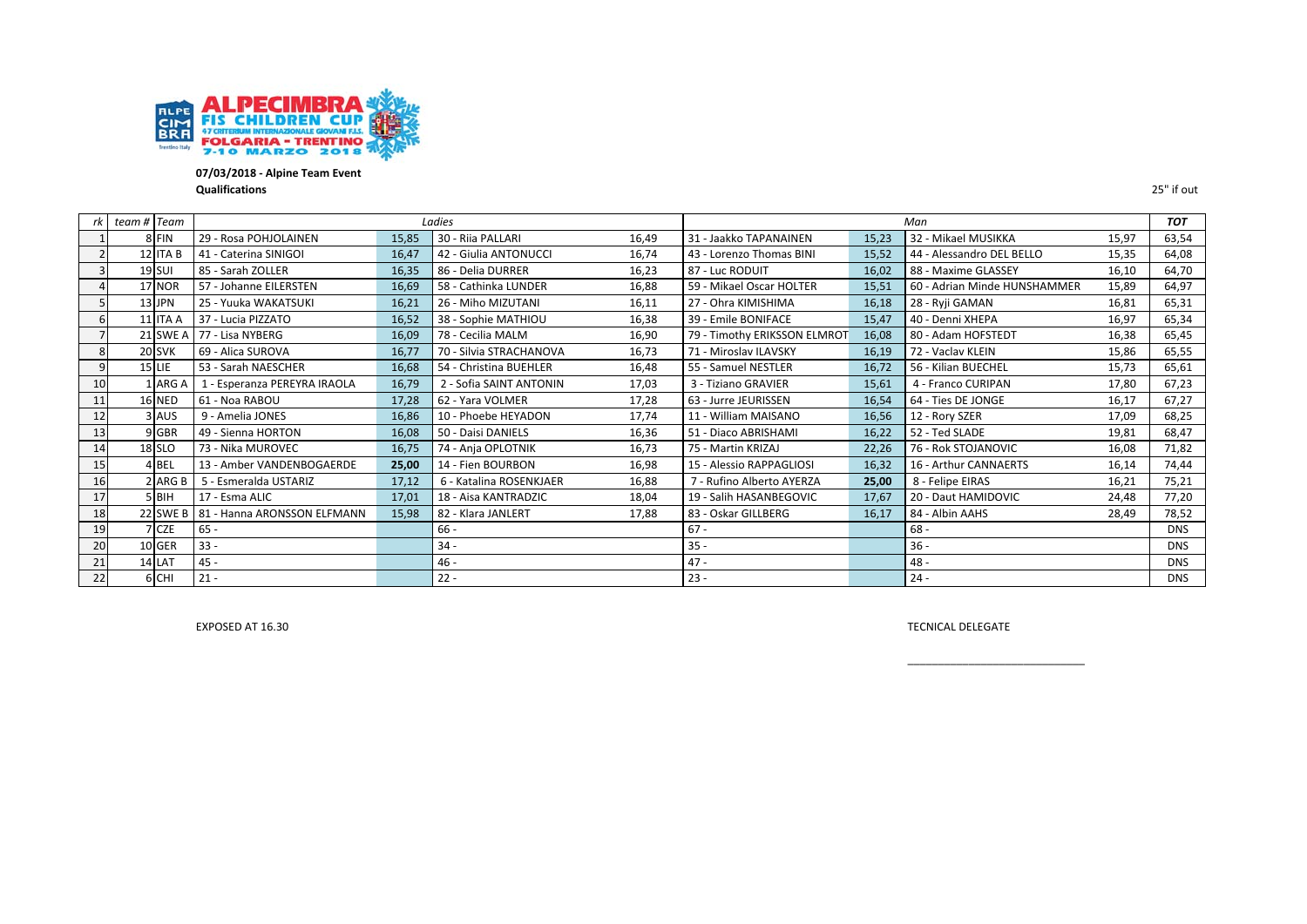**07/03/2018 - Alpine Team Event**

**Qualifications**

25" if out

| rk | team # | Team | Ladies | | | | Man | | | | TOT |
|---|---|---|---|---|---|---|---|---|---|---|---|
| 1 | 8 | FIN | 29 - Rosa POHJOLAINEN | 15,85 | 30 - Riia PALLARI | 16,49 | 31 - Jaakko TAPANAINEN | 15,23 | 32 - Mikael MUSIKKA | 15,97 | 63,54 |
| 2 | 12 | ITA B | 41 - Caterina SINIGOI | 16,47 | 42 - Giulia ANTONUCCI | 16,74 | 43 - Lorenzo Thomas BINI | 15,52 | 44 - Alessandro DEL BELLO | 15,35 | 64,08 |
| 3 | 19 | SUI | 85 - Sarah ZOLLER | 16,35 | 86 - Delia DURRER | 16,23 | 87 - Luc RODUIT | 16,02 | 88 - Maxime GLASSEY | 16,10 | 64,70 |
| 4 | 17 | NOR | 57 - Johanne EILERSTEN | 16,69 | 58 - Cathinka LUNDER | 16,88 | 59 - Mikael Oscar HOLTER | 15,51 | 60 - Adrian Minde HUNSHAMMER | 15,89 | 64,97 |
| 5 | 13 | JPN | 25 - Yuuka WAKATSUKI | 16,21 | 26 - Miho MIZUTANI | 16,11 | 27 - Ohra KIMISHIMA | 16,18 | 28 - Ryji GAMAN | 16,81 | 65,31 |
| 6 | 11 | ITA A | 37 - Lucia PIZZATO | 16,52 | 38 - Sophie MATHIOU | 16,38 | 39 - Emile BONIFACE | 15,47 | 40 - Denni XHEPA | 16,97 | 65,34 |
| 7 | 21 | SWE A | 77 - Lisa NYBERG | 16,09 | 78 - Cecilia MALM | 16,90 | 79 - Timothy ERIKSSON ELMROT | 16,08 | 80 - Adam HOFSTEDT | 16,38 | 65,45 |
| 8 | 20 | SVK | 69 - Alica SUROVA | 16,77 | 70 - Silvia STRACHANOVA | 16,73 | 71 - Miroslav ILAVSKY | 16,19 | 72 - Vaclav KLEIN | 15,86 | 65,55 |
| 9 | 15 | LIE | 53 - Sarah NAESCHER | 16,68 | 54 - Christina BUEHLER | 16,48 | 55 - Samuel NESTLER | 16,72 | 56 - Kilian BUECHEL | 15,73 | 65,61 |
| 10 | 1 | ARG A | 1 - Esperanza PEREYRA IRAOLA | 16,79 | 2 - Sofia SAINT ANTONIN | 17,03 | 3 - Tiziano GRAVIER | 15,61 | 4 - Franco CURIPAN | 17,80 | 67,23 |
| 11 | 16 | NED | 61 - Noa RABOU | 17,28 | 62 - Yara VOLMER | 17,28 | 63 - Jurre JEURISSEN | 16,54 | 64 - Ties DE JONGE | 16,17 | 67,27 |
| 12 | 3 | AUS | 9 - Amelia JONES | 16,86 | 10 - Phoebe HEYADON | 17,74 | 11 - William MAISANO | 16,56 | 12 - Rory SZER | 17,09 | 68,25 |
| 13 | 9 | GBR | 49 - Sienna HORTON | 16,08 | 50 - Daisi DANIELS | 16,36 | 51 - Diaco ABRISHAMI | 16,22 | 52 - Ted SLADE | 19,81 | 68,47 |
| 14 | 18 | SLO | 73 - Nika MUROVEC | 16,75 | 74 - Anja OPLOTNIK | 16,73 | 75 - Martin KRIZAJ | 22,26 | 76 - Rok STOJANOVIC | 16,08 | 71,82 |
| 15 | 4 | BEL | 13 - Amber VANDENBOGAERDE | 25,00 | 14 - Fien BOURBON | 16,98 | 15 - Alessio RAPPAGLIOSI | 16,32 | 16 - Arthur CANNAERTS | 16,14 | 74,44 |
| 16 | 2 | ARG B | 5 - Esmeralda USTARIZ | 17,12 | 6 - Katalina ROSENKJAER | 16,88 | 7 - Rufino Alberto AYERZA | 25,00 | 8 - Felipe EIRAS | 16,21 | 75,21 |
| 17 | 5 | BIH | 17 - Esma ALIC | 17,01 | 18 - Aisa KANTRADZIC | 18,04 | 19 - Salih HASANBEGOVIC | 17,67 | 20 - Daut HAMIDOVIC | 24,48 | 77,20 |
| 18 | 22 | SWE B | 81 - Hanna ARONSSON ELFMANN | 15,98 | 82 - Klara JANLERT | 17,88 | 83 - Oskar GILLBERG | 16,17 | 84 - Albin AAHS | 28,49 | 78,52 |
| 19 | 7 | CZE | 65 - | | 66 - | | 67 - | | 68 - | | DNS |
| 20 | 10 | GER | 33 - | | 34 - | | 35 - | | 36 - | | DNS |
| 21 | 14 | LAT | 45 - | | 46 - | | 47 - | | 48 - | | DNS |
| 22 | 6 | CHI | 21 - | | 22 - | | 23 - | | 24 - | | DNS |

EXPOSED AT 16.30

TECNICAL DELEGATE

\_\_\_\_\_\_\_\_\_\_\_\_\_\_\_\_\_\_\_\_\_\_\_\_\_\_\_\_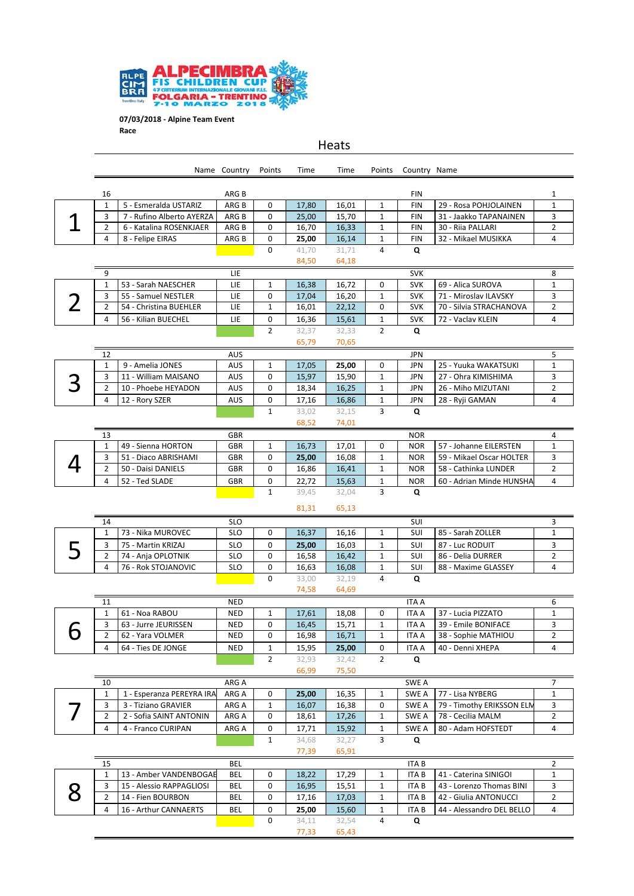ALPECIMBRA FIS CHILDREN CUP
47 CRITERIUM INTERNAZIONALE GIOVANI F.I.S.
FOLGARIA - TRENTINO
7-10 MARZO 2018

**07/03/2018 - Alpine Team Event**
**Race**

## Heats

| Heat | # | Name | Country | Points | Time | Time | Points | Country | Name | # |
|---|---|---|---|---|---|---|---|---|---|---|
| | 16 | | ARG B | | | | | FIN | | 1 |
| 1 | 1 | 5 - Esmeralda USTARIZ | ARG B | 0 | 17,80 | 16,01 | 1 | FIN | 29 - Rosa POHJOLAINEN | 1 |
| | 3 | 7 - Rufino Alberto AYERZA | ARG B | 0 | 25,00 | 15,70 | 1 | FIN | 31 - Jaakko TAPANAINEN | 3 |
| | 2 | 6 - Katalina ROSENKJAER | ARG B | 0 | 16,70 | 16,33 | 1 | FIN | 30 - Riia PALLARI | 2 |
| | 4 | 8 - Felipe EIRAS | ARG B | 0 | 25,00 | 16,14 | 1 | FIN | 32 - Mikael MUSIKKA | 4 |
| | | | | 0 | 41,70 | 31,71 | 4 | Q | | |
| | | | | | 84,50 | 64,18 | | | | |
| | 9 | | LIE | | | | | SVK | | 8 |
| 2 | 1 | 53 - Sarah NAESCHER | LIE | 1 | 16,38 | 16,72 | 0 | SVK | 69 - Alica SUROVA | 1 |
| | 3 | 55 - Samuel NESTLER | LIE | 0 | 17,04 | 16,20 | 1 | SVK | 71 - Miroslav ILAVSKY | 3 |
| | 2 | 54 - Christina BUEHLER | LIE | 1 | 16,01 | 22,12 | 0 | SVK | 70 - Silvia STRACHANOVA | 2 |
| | 4 | 56 - Kilian BUECHEL | LIE | 0 | 16,36 | 15,61 | 1 | SVK | 72 - Vaclav KLEIN | 4 |
| | | | | 2 | 32,37 | 32,33 | 2 | Q | | |
| | | | | | 65,79 | 70,65 | | | | |
| | 12 | | AUS | | | | | JPN | | 5 |
| 3 | 1 | 9 - Amelia JONES | AUS | 1 | 17,05 | 25,00 | 0 | JPN | 25 - Yuuka WAKATSUKI | 1 |
| | 3 | 11 - William MAISANO | AUS | 0 | 15,97 | 15,90 | 1 | JPN | 27 - Ohra KIMISHIMA | 3 |
| | 2 | 10 - Phoebe HEYADON | AUS | 0 | 18,34 | 16,25 | 1 | JPN | 26 - Miho MIZUTANI | 2 |
| | 4 | 12 - Rory SZER | AUS | 0 | 17,16 | 16,86 | 1 | JPN | 28 - Ryji GAMAN | 4 |
| | | | | 1 | 33,02 | 32,15 | 3 | Q | | |
| | | | | | 68,52 | 74,01 | | | | |
| | 13 | | GBR | | | | | NOR | | 4 |
| 4 | 1 | 49 - Sienna HORTON | GBR | 1 | 16,73 | 17,01 | 0 | NOR | 57 - Johanne EILERSTEN | 1 |
| | 3 | 51 - Diaco ABRISHAMI | GBR | 0 | 25,00 | 16,08 | 1 | NOR | 59 - Mikael Oscar HOLTER | 3 |
| | 2 | 50 - Daisi DANIELS | GBR | 0 | 16,86 | 16,41 | 1 | NOR | 58 - Cathinka LUNDER | 2 |
| | 4 | 52 - Ted SLADE | GBR | 0 | 22,72 | 15,63 | 1 | NOR | 60 - Adrian Minde HUNSHA | 4 |
| | | | | 1 | 39,45 | 32,04 | 3 | Q | | |
| | | | | | 81,31 | 65,13 | | | | |
| | 14 | | SLO | | | | | SUI | | 3 |
| 5 | 1 | 73 - Nika MUROVEC | SLO | 0 | 16,37 | 16,16 | 1 | SUI | 85 - Sarah ZOLLER | 1 |
| | 3 | 75 - Martin KRIZAJ | SLO | 0 | 25,00 | 16,03 | 1 | SUI | 87 - Luc RODUIT | 3 |
| | 2 | 74 - Anja OPLOTNIK | SLO | 0 | 16,58 | 16,42 | 1 | SUI | 86 - Delia DURRER | 2 |
| | 4 | 76 - Rok STOJANOVIC | SLO | 0 | 16,63 | 16,08 | 1 | SUI | 88 - Maxime GLASSEY | 4 |
| | | | | 0 | 33,00 | 32,19 | 4 | Q | | |
| | | | | | 74,58 | 64,69 | | | | |
| | 11 | | NED | | | | | ITA A | | 6 |
| 6 | 1 | 61 - Noa RABOU | NED | 1 | 17,61 | 18,08 | 0 | ITA A | 37 - Lucia PIZZATO | 1 |
| | 3 | 63 - Jurre JEURISSEN | NED | 0 | 16,45 | 15,71 | 1 | ITA A | 39 - Emile BONIFACE | 3 |
| | 2 | 62 - Yara VOLMER | NED | 0 | 16,98 | 16,71 | 1 | ITA A | 38 - Sophie MATHIOU | 2 |
| | 4 | 64 - Ties DE JONGE | NED | 1 | 15,95 | 25,00 | 0 | ITA A | 40 - Denni XHEPA | 4 |
| | | | | 2 | 32,93 | 32,42 | 2 | Q | | |
| | | | | | 66,99 | 75,50 | | | | |
| | 10 | | ARG A | | | | | SWE A | | 7 |
| 7 | 1 | 1 - Esperanza PEREYRA IRA | ARG A | 0 | 25,00 | 16,35 | 1 | SWE A | 77 - Lisa NYBERG | 1 |
| | 3 | 3 - Tiziano GRAVIER | ARG A | 1 | 16,07 | 16,38 | 0 | SWE A | 79 - Timothy ERIKSSON ELM | 3 |
| | 2 | 2 - Sofia SAINT ANTONIN | ARG A | 0 | 18,61 | 17,26 | 1 | SWE A | 78 - Cecilia MALM | 2 |
| | 4 | 4 - Franco CURIPAN | ARG A | 0 | 17,71 | 15,92 | 1 | SWE A | 80 - Adam HOFSTEDT | 4 |
| | | | | 1 | 34,68 | 32,27 | 3 | Q | | |
| | | | | | 77,39 | 65,91 | | | | |
| | 15 | | BEL | | | | | ITA B | | 2 |
| 8 | 1 | 13 - Amber VANDENBOGAE | BEL | 0 | 18,22 | 17,29 | 1 | ITA B | 41 - Caterina SINIGOI | 1 |
| | 3 | 15 - Alessio RAPPAGLIOSI | BEL | 0 | 16,95 | 15,51 | 1 | ITA B | 43 - Lorenzo Thomas BINI | 3 |
| | 2 | 14 - Fien BOURBON | BEL | 0 | 17,16 | 17,03 | 1 | ITA B | 42 - Giulia ANTONUCCI | 2 |
| | 4 | 16 - Arthur CANNAERTS | BEL | 0 | 25,00 | 15,60 | 1 | ITA B | 44 - Alessandro DEL BELLO | 4 |
| | | | | 0 | 34,11 | 32,54 | 4 | Q | | |
| | | | | | 77,33 | 65,43 | | | | |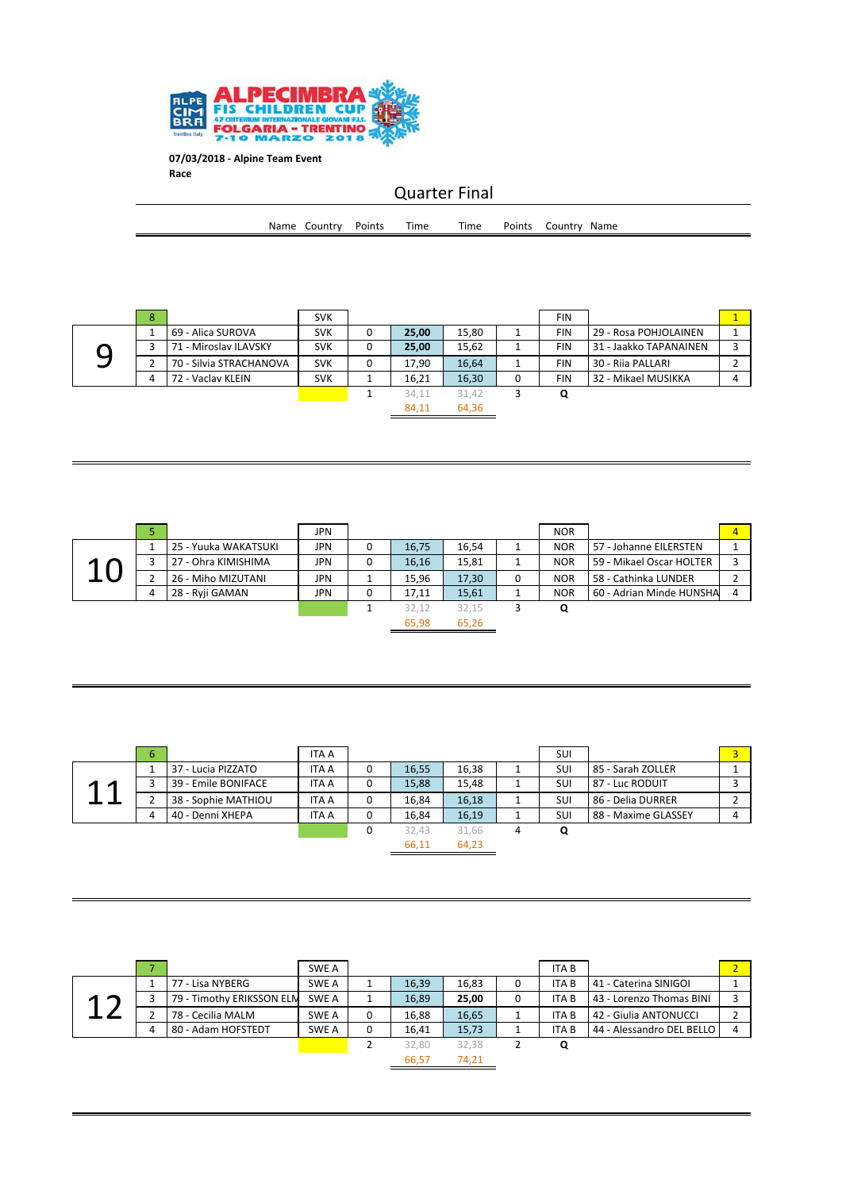**07/03/2018 - Alpine Team Event**

**Race**

## Quarter Final

| | | Name | Country | Points | Time | Time | Points | Country | Name | |
|---|---|---|---|---|---|---|---|---|---|---|
| | 8 | | SVK | | | | | FIN | | 1 |
| 9 | 1 | 69 - Alica SUROVA | SVK | 0 | **25,00** | 15,80 | 1 | FIN | 29 - Rosa POHJOLAINEN | 1 |
| | 3 | 71 - Miroslav ILAVSKY | SVK | 0 | **25,00** | 15,62 | 1 | FIN | 31 - Jaakko TAPANAINEN | 3 |
| | 2 | 70 - Silvia STRACHANOVA | SVK | 0 | 17,90 | 16,64 | 1 | FIN | 30 - Riia PALLARI | 2 |
| | 4 | 72 - Vaclav KLEIN | SVK | 1 | 16,21 | 16,30 | 0 | FIN | 32 - Mikael MUSIKKA | 4 |
| | | | | 1 | 34,11 | 31,42 | 3 | Q | | |
| | | | | | 84,11 | 64,36 | | | | |

| | | Name | Country | Points | Time | Time | Points | Country | Name | |
|---|---|---|---|---|---|---|---|---|---|---|
| | 5 | | JPN | | | | | NOR | | 4 |
| 10 | 1 | 25 - Yuuka WAKATSUKI | JPN | 0 | 16,75 | 16,54 | 1 | NOR | 57 - Johanne EILERSTEN | 1 |
| | 3 | 27 - Ohra KIMISHIMA | JPN | 0 | 16,16 | 15,81 | 1 | NOR | 59 - Mikael Oscar HOLTER | 3 |
| | 2 | 26 - Miho MIZUTANI | JPN | 1 | 15,96 | 17,30 | 0 | NOR | 58 - Cathinka LUNDER | 2 |
| | 4 | 28 - Ryji GAMAN | JPN | 0 | 17,11 | 15,61 | 1 | NOR | 60 - Adrian Minde HUNSHA | 4 |
| | | | | 1 | 32,12 | 32,15 | 3 | Q | | |
| | | | | | 65,98 | 65,26 | | | | |

| | | Name | Country | Points | Time | Time | Points | Country | Name | |
|---|---|---|---|---|---|---|---|---|---|---|
| | 6 | | ITA A | | | | | SUI | | 3 |
| 11 | 1 | 37 - Lucia PIZZATO | ITA A | 0 | 16,55 | 16,38 | 1 | SUI | 85 - Sarah ZOLLER | 1 |
| | 3 | 39 - Emile BONIFACE | ITA A | 0 | 15,88 | 15,48 | 1 | SUI | 87 - Luc RODUIT | 3 |
| | 2 | 38 - Sophie MATHIOU | ITA A | 0 | 16,84 | 16,18 | 1 | SUI | 86 - Delia DURRER | 2 |
| | 4 | 40 - Denni XHEPA | ITA A | 0 | 16,84 | 16,19 | 1 | SUI | 88 - Maxime GLASSEY | 4 |
| | | | | 0 | 32,43 | 31,66 | 4 | Q | | |
| | | | | | 66,11 | 64,23 | | | | |

| | | Name | Country | Points | Time | Time | Points | Country | Name | |
|---|---|---|---|---|---|---|---|---|---|---|
| | 7 | | SWE A | | | | | ITA B | | 2 |
| 12 | 1 | 77 - Lisa NYBERG | SWE A | 1 | 16,39 | 16,83 | 0 | ITA B | 41 - Caterina SINIGOI | 1 |
| | 3 | 79 - Timothy ERIKSSON ELM | SWE A | 1 | 16,89 | **25,00** | 0 | ITA B | 43 - Lorenzo Thomas BINI | 3 |
| | 2 | 78 - Cecilia MALM | SWE A | 0 | 16,88 | 16,65 | 1 | ITA B | 42 - Giulia ANTONUCCI | 2 |
| | 4 | 80 - Adam HOFSTEDT | SWE A | 0 | 16,41 | 15,73 | 1 | ITA B | 44 - Alessandro DEL BELLO | 4 |
| | | | | 2 | 32,80 | 32,38 | 2 | Q | | |
| | | | | | 66,57 | 74,21 | | | | |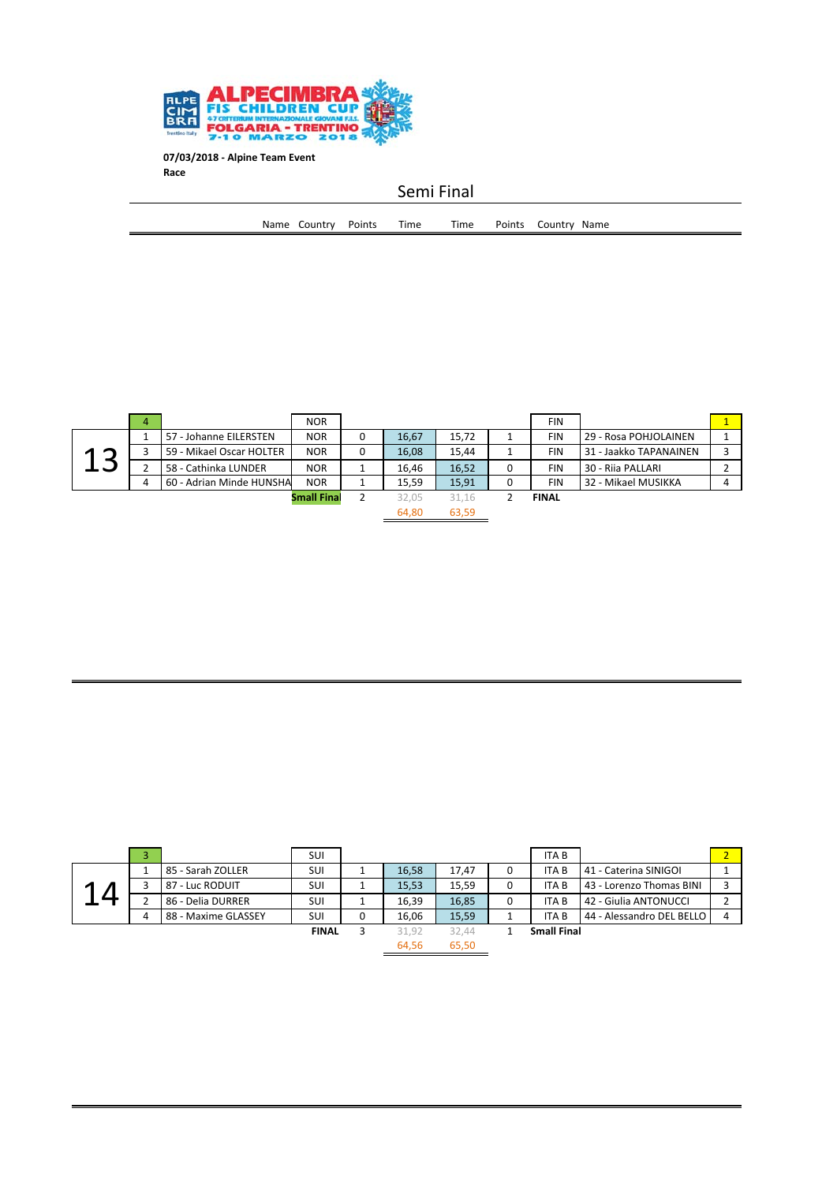ALPECIMBRA FIS CHILDREN CUP
47 CRITERIUM INTERNAZIONALE GIOVANI F.I.S.
FOLGARIA - TRENTINO
7-10 MARZO 2018

**07/03/2018 - Alpine Team Event**
**Race**

## Semi Final

| | | Name | Country | Points | Time | Time | Points | Country | Name | |
|---|---|---|---|---|---|---|---|---|---|---|
| | 4 | | NOR | | | | | FIN | | 1 |
| 13 | 1 | 57 - Johanne EILERSTEN | NOR | 0 | 16,67 | 15,72 | 1 | FIN | 29 - Rosa POHJOLAINEN | 1 |
| | 3 | 59 - Mikael Oscar HOLTER | NOR | 0 | 16,08 | 15,44 | 1 | FIN | 31 - Jaakko TAPANAINEN | 3 |
| | 2 | 58 - Cathinka LUNDER | NOR | 1 | 16,46 | 16,52 | 0 | FIN | 30 - Riia PALLARI | 2 |
| | 4 | 60 - Adrian Minde HUNSHA | NOR | 1 | 15,59 | 15,91 | 0 | FIN | 32 - Mikael MUSIKKA | 4 |
| | | | **Small Final** | 2 | 32,05 | 31,16 | 2 | **FINAL** | | |
| | | | | | 64,80 | 63,59 | | | | |

| | | Name | Country | Points | Time | Time | Points | Country | Name | |
|---|---|---|---|---|---|---|---|---|---|---|
| | 3 | | SUI | | | | | ITA B | | 2 |
| 14 | 1 | 85 - Sarah ZOLLER | SUI | 1 | 16,58 | 17,47 | 0 | ITA B | 41 - Caterina SINIGOI | 1 |
| | 3 | 87 - Luc RODUIT | SUI | 1 | 15,53 | 15,59 | 0 | ITA B | 43 - Lorenzo Thomas BINI | 3 |
| | 2 | 86 - Delia DURRER | SUI | 1 | 16,39 | 16,85 | 0 | ITA B | 42 - Giulia ANTONUCCI | 2 |
| | 4 | 88 - Maxime GLASSEY | SUI | 0 | 16,06 | 15,59 | 1 | ITA B | 44 - Alessandro DEL BELLO | 4 |
| | | | **FINAL** | 3 | 31,92 | 32,44 | 1 | **Small Final** | | |
| | | | | | 64,56 | 65,50 | | | | |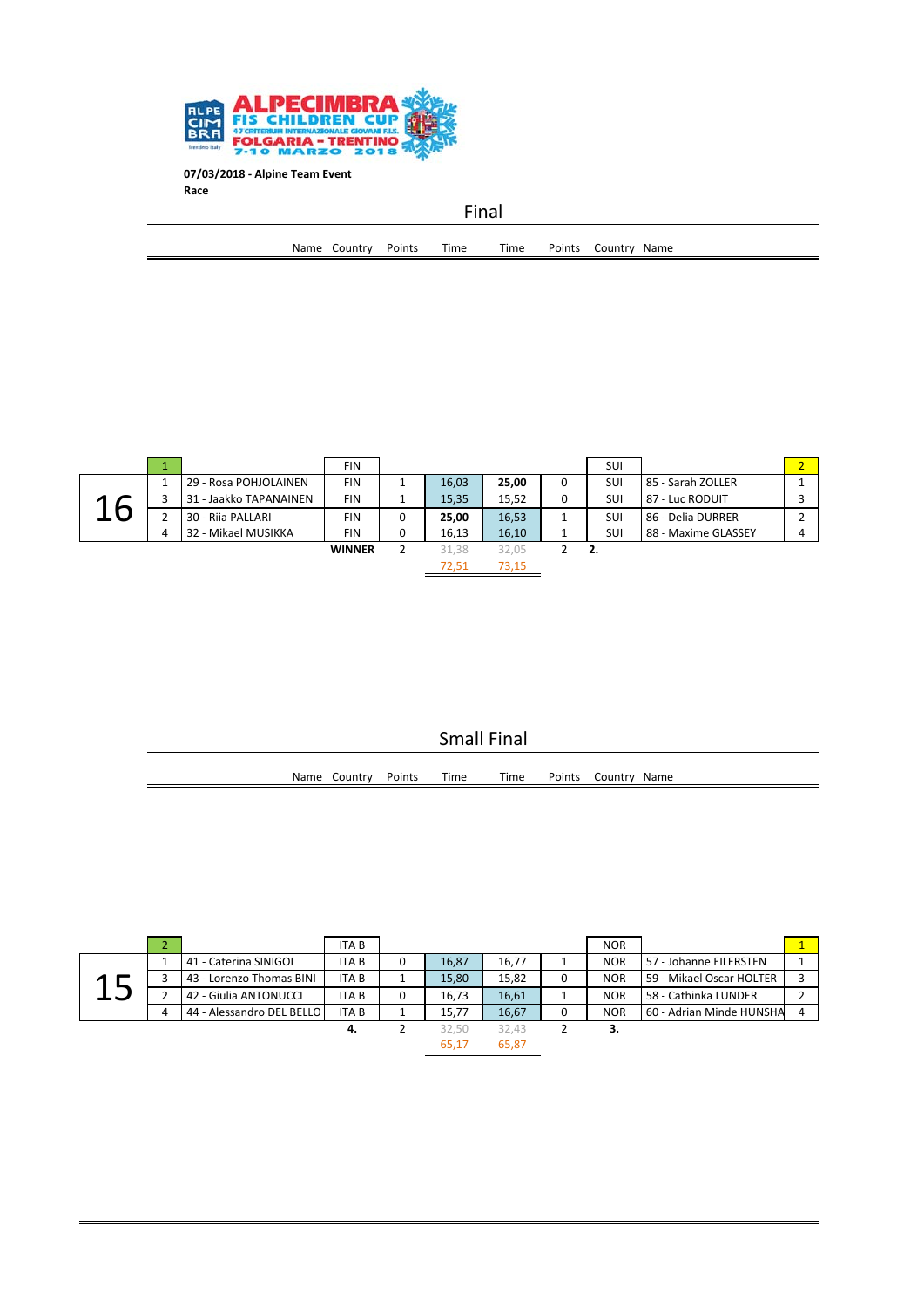ALPECIMBRA FIS CHILDREN CUP
47 CRITERIUM INTERNAZIONALE GIOVANI F.I.S.
FOLGARIA - TRENTINO
7-10 MARZO 2018

**07/03/2018 - Alpine Team Event**
**Race**

## Final

| | | Name | Country | Points | Time | Time | Points | Country | Name | |
|---|---|---|---|---|---|---|---|---|---|---|
| | 1 | | FIN | | | | | SUI | | 2 |
| 16 | 1 | 29 - Rosa POHJOLAINEN | FIN | 1 | 16,03 | **25,00** | 0 | SUI | 85 - Sarah ZOLLER | 1 |
| | 3 | 31 - Jaakko TAPANAINEN | FIN | 1 | 15,35 | 15,52 | 0 | SUI | 87 - Luc RODUIT | 3 |
| | 2 | 30 - Riia PALLARI | FIN | 0 | **25,00** | 16,53 | 1 | SUI | 86 - Delia DURRER | 2 |
| | 4 | 32 - Mikael MUSIKKA | FIN | 0 | 16,13 | 16,10 | 1 | SUI | 88 - Maxime GLASSEY | 4 |
| | | | **WINNER** | 2 | 31,38 | 32,05 | 2 | **2.** | | |
| | | | | | 72,51 | 73,15 | | | | |

## Small Final

| | | Name | Country | Points | Time | Time | Points | Country | Name | |
|---|---|---|---|---|---|---|---|---|---|---|
| | 2 | | ITA B | | | | | NOR | | 1 |
| 15 | 1 | 41 - Caterina SINIGOI | ITA B | 0 | 16,87 | 16,77 | 1 | NOR | 57 - Johanne EILERSTEN | 1 |
| | 3 | 43 - Lorenzo Thomas BINI | ITA B | 1 | 15,80 | 15,82 | 0 | NOR | 59 - Mikael Oscar HOLTER | 3 |
| | 2 | 42 - Giulia ANTONUCCI | ITA B | 0 | 16,73 | 16,61 | 1 | NOR | 58 - Cathinka LUNDER | 2 |
| | 4 | 44 - Alessandro DEL BELLO | ITA B | 1 | 15,77 | 16,67 | 0 | NOR | 60 - Adrian Minde HUNSHA | 4 |
| | | | **4.** | 2 | 32,50 | 32,43 | 2 | **3.** | | |
| | | | | | 65,17 | 65,87 | | | | |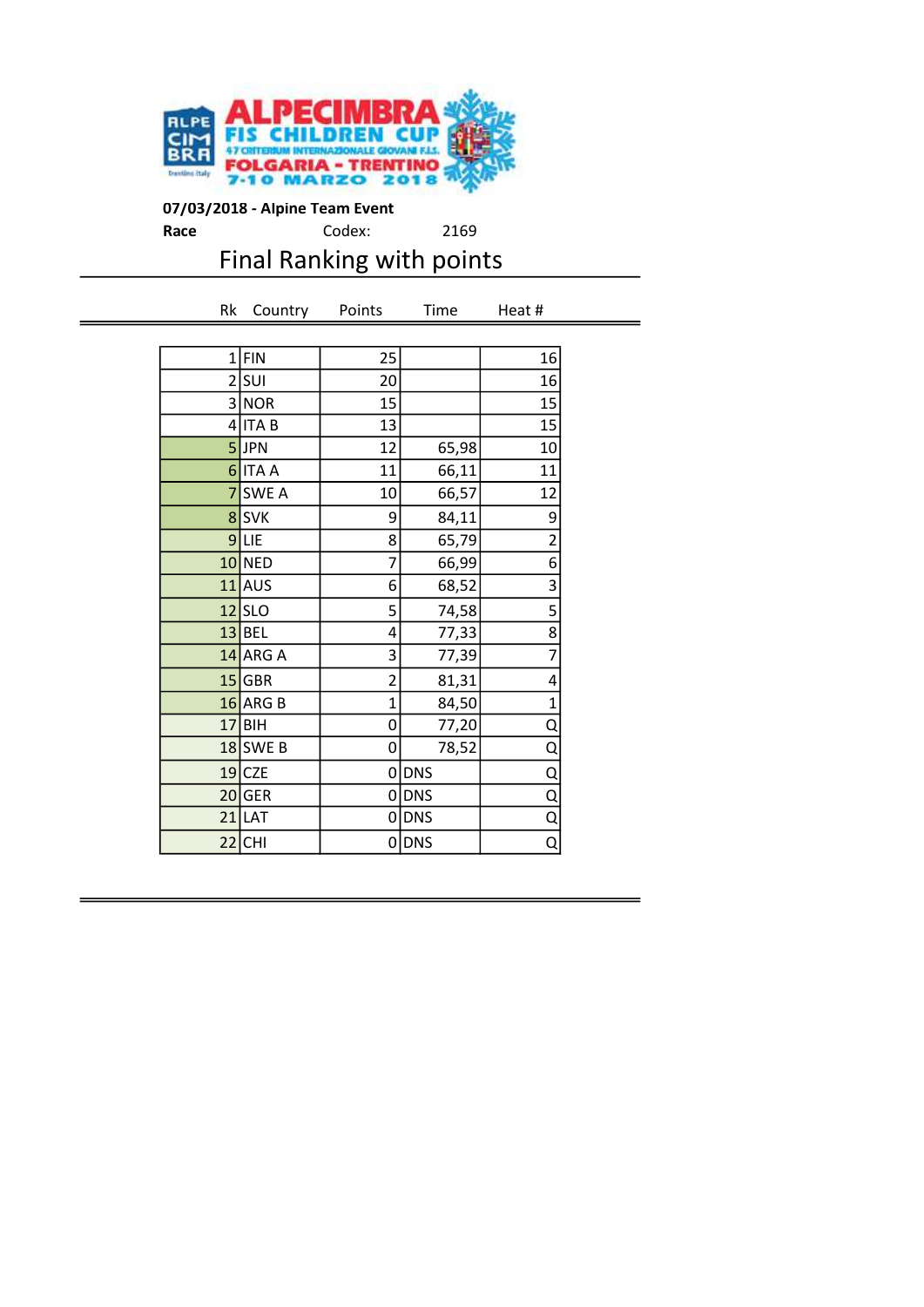ALPECIMBRA
FIS CHILDREN CUP
47 CRITERIUM INTERNAZIONALE GIOVANI F.I.S.
FOLGARIA - TRENTINO
7-10 MARZO 2018

**07/03/2018 - Alpine Team Event**

**Race** Codex: 2169

# Final Ranking with points

| Rk | Country | Points | Time | Heat # |
|---|---|---|---|---|
| 1 | FIN | 25 | | 16 |
| 2 | SUI | 20 | | 16 |
| 3 | NOR | 15 | | 15 |
| 4 | ITA B | 13 | | 15 |
| 5 | JPN | 12 | 65,98 | 10 |
| 6 | ITA A | 11 | 66,11 | 11 |
| 7 | SWE A | 10 | 66,57 | 12 |
| 8 | SVK | 9 | 84,11 | 9 |
| 9 | LIE | 8 | 65,79 | 2 |
| 10 | NED | 7 | 66,99 | 6 |
| 11 | AUS | 6 | 68,52 | 3 |
| 12 | SLO | 5 | 74,58 | 5 |
| 13 | BEL | 4 | 77,33 | 8 |
| 14 | ARG A | 3 | 77,39 | 7 |
| 15 | GBR | 2 | 81,31 | 4 |
| 16 | ARG B | 1 | 84,50 | 1 |
| 17 | BIH | 0 | 77,20 | Q |
| 18 | SWE B | 0 | 78,52 | Q |
| 19 | CZE | 0 | DNS | Q |
| 20 | GER | 0 | DNS | Q |
| 21 | LAT | 0 | DNS | Q |
| 22 | CHI | 0 | DNS | Q |